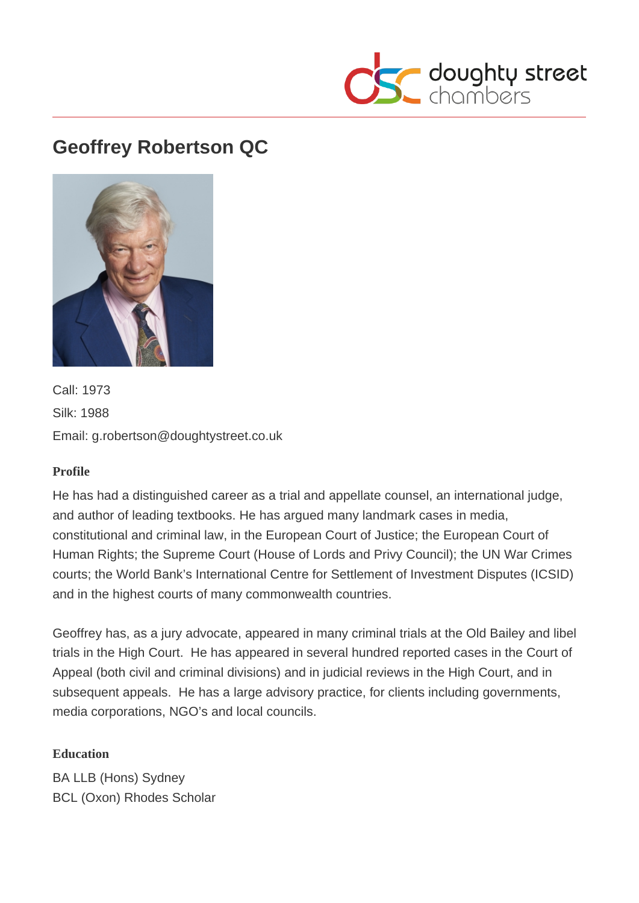# Geoffrey Robertson QC

Call: 1973

Silk: 1988

Email: g.robertson@doughtystreet.co.uk

### Profile

He has had a distinguished career as a trial and appellate counsel, an international judge, and author of leading textbooks. He has argued many landmark cases in media, constitutional and criminal law, in the European Court of Justice; the European Court of Human Rights; the Supreme Court (House of Lords and Privy Council); the UN War Crimes courts; the World Bank's International Centre for Settlement of Investment Disputes (ICSID) and in the highest courts of many commonwealth countries.

Geoffrey has, as a jury advocate, appeared in many criminal trials at the Old Bailey and libel trials in the High Court. He has appeared in several hundred reported cases in the Court of Appeal (both civil and criminal divisions) and in judicial reviews in the High Court, and in subsequent appeals. He has a large advisory practice, for clients including governments, media corporations, NGO's and local councils.

### Education

BA LLB (Hons) Sydney

BCL (Oxon) Rhodes Scholar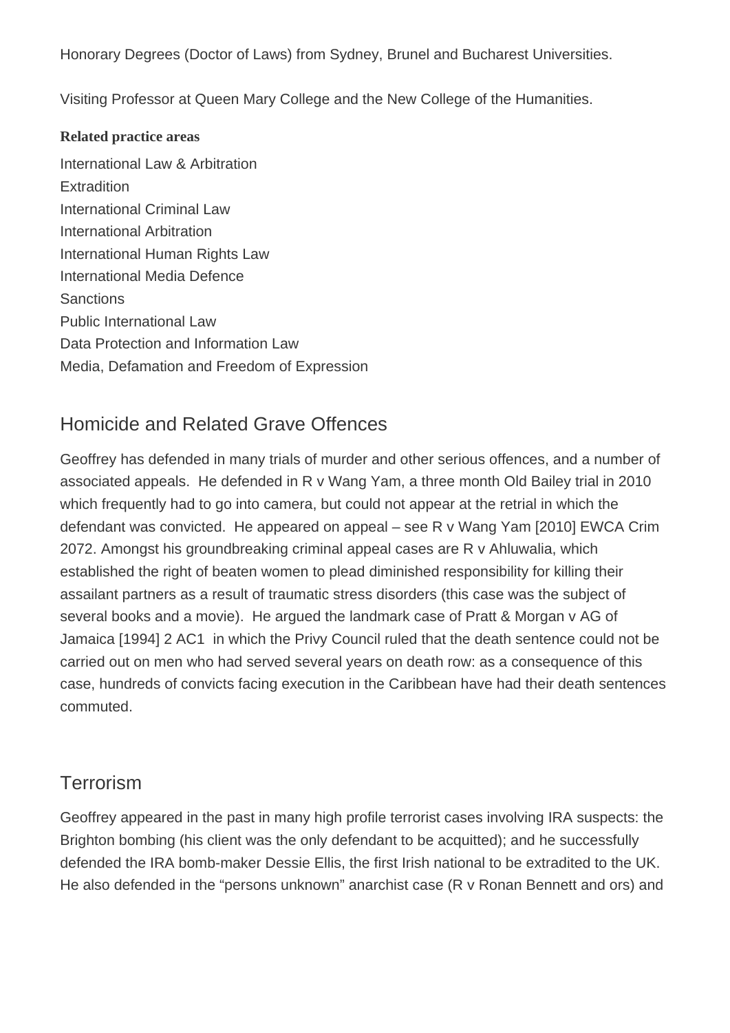Honorary Degrees (Doctor of Laws) from Sydney, Brunel and Bucharest Universities.

Visiting Professor at Queen Mary College and the New College of the Humanities.

**Related practice areas**

International Law & Arbitration
Extradition
International Criminal Law
International Arbitration
International Human Rights Law
International Media Defence
Sanctions
Public International Law
Data Protection and Information Law
Media, Defamation and Freedom of Expression

## Homicide and Related Grave Offences

Geoffrey has defended in many trials of murder and other serious offences, and a number of associated appeals. He defended in R v Wang Yam, a three month Old Bailey trial in 2010 which frequently had to go into camera, but could not appear at the retrial in which the defendant was convicted. He appeared on appeal – see R v Wang Yam [2010] EWCA Crim 2072. Amongst his groundbreaking criminal appeal cases are R v Ahluwalia, which established the right of beaten women to plead diminished responsibility for killing their assailant partners as a result of traumatic stress disorders (this case was the subject of several books and a movie). He argued the landmark case of Pratt & Morgan v AG of Jamaica [1994] 2 AC1 in which the Privy Council ruled that the death sentence could not be carried out on men who had served several years on death row: as a consequence of this case, hundreds of convicts facing execution in the Caribbean have had their death sentences commuted.

## Terrorism

Geoffrey appeared in the past in many high profile terrorist cases involving IRA suspects: the Brighton bombing (his client was the only defendant to be acquitted); and he successfully defended the IRA bomb-maker Dessie Ellis, the first Irish national to be extradited to the UK. He also defended in the "persons unknown" anarchist case (R v Ronan Bennett and ors) and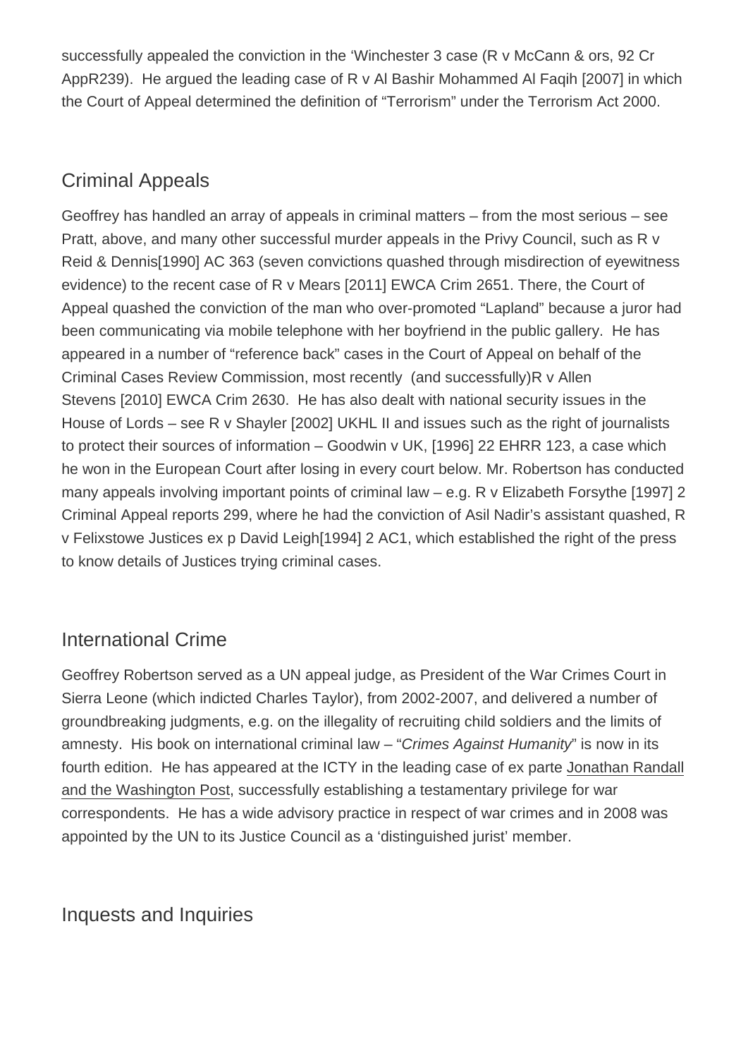successfully appealed the conviction in the 'Winchester 3 case (R v McCann & ors, 92 Cr AppR239). He argued the leading case of R v Al Bashir Mohammed Al Faqih [2007] in which the Court of Appeal determined the definition of "Terrorism" under the Terrorism Act 2000.

## Criminal Appeals

Geoffrey has handled an array of appeals in criminal matters – from the most serious – see Pratt, above, and many other successful murder appeals in the Privy Council, such as R v Reid & Dennis[1990] AC 363 (seven convictions quashed through misdirection of eyewitness evidence) to the recent case of R v Mears [2011] EWCA Crim 2651. There, the Court of Appeal quashed the conviction of the man who over-promoted "Lapland" because a juror had been communicating via mobile telephone with her boyfriend in the public gallery. He has appeared in a number of "reference back" cases in the Court of Appeal on behalf of the Criminal Cases Review Commission, most recently (and successfully)R v Allen Stevens [2010] EWCA Crim 2630. He has also dealt with national security issues in the House of Lords – see R v Shayler [2002] UKHL II and issues such as the right of journalists to protect their sources of information – Goodwin v UK, [1996] 22 EHRR 123, a case which he won in the European Court after losing in every court below. Mr. Robertson has conducted many appeals involving important points of criminal law – e.g. R v Elizabeth Forsythe [1997] 2 Criminal Appeal reports 299, where he had the conviction of Asil Nadir's assistant quashed, R v Felixstowe Justices ex p David Leigh[1994] 2 AC1, which established the right of the press to know details of Justices trying criminal cases.

## International Crime

Geoffrey Robertson served as a UN appeal judge, as President of the War Crimes Court in Sierra Leone (which indicted Charles Taylor), from 2002-2007, and delivered a number of groundbreaking judgments, e.g. on the illegality of recruiting child soldiers and the limits of amnesty. His book on international criminal law – "*Crimes Against Humanity*" is now in its fourth edition. He has appeared at the ICTY in the leading case of ex parte Jonathan Randall and the Washington Post, successfully establishing a testamentary privilege for war correspondents. He has a wide advisory practice in respect of war crimes and in 2008 was appointed by the UN to its Justice Council as a 'distinguished jurist' member.

## Inquests and Inquiries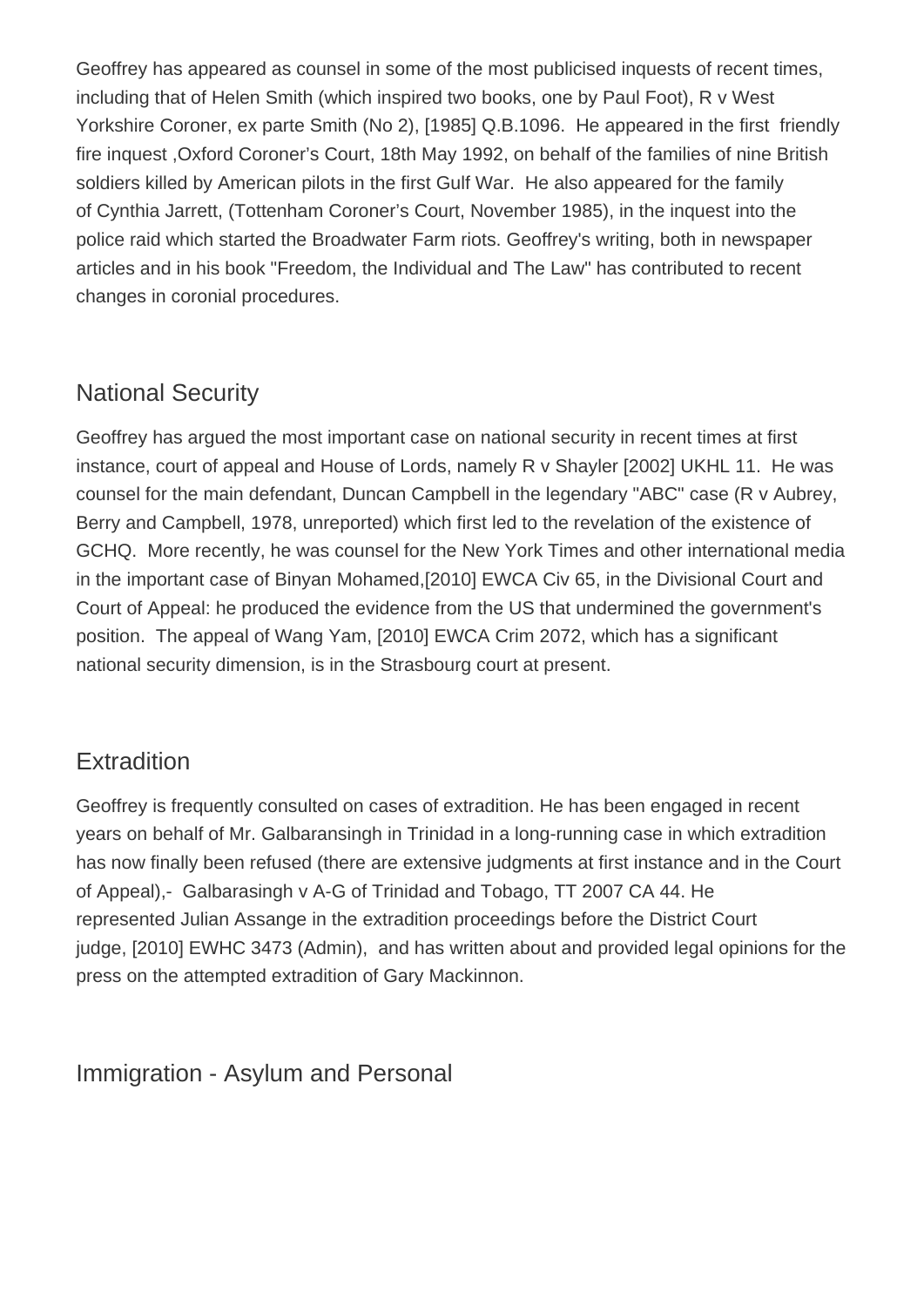Geoffrey has appeared as counsel in some of the most publicised inquests of recent times, including that of Helen Smith (which inspired two books, one by Paul Foot), R v West Yorkshire Coroner, ex parte Smith (No 2), [1985] Q.B.1096. He appeared in the first friendly fire inquest ,Oxford Coroner's Court, 18th May 1992, on behalf of the families of nine British soldiers killed by American pilots in the first Gulf War. He also appeared for the family of Cynthia Jarrett, (Tottenham Coroner's Court, November 1985), in the inquest into the police raid which started the Broadwater Farm riots. Geoffrey's writing, both in newspaper articles and in his book "Freedom, the Individual and The Law" has contributed to recent changes in coronial procedures.

## National Security

Geoffrey has argued the most important case on national security in recent times at first instance, court of appeal and House of Lords, namely R v Shayler [2002] UKHL 11. He was counsel for the main defendant, Duncan Campbell in the legendary "ABC" case (R v Aubrey, Berry and Campbell, 1978, unreported) which first led to the revelation of the existence of GCHQ. More recently, he was counsel for the New York Times and other international media in the important case of Binyan Mohamed,[2010] EWCA Civ 65, in the Divisional Court and Court of Appeal: he produced the evidence from the US that undermined the government's position. The appeal of Wang Yam, [2010] EWCA Crim 2072, which has a significant national security dimension, is in the Strasbourg court at present.

## Extradition

Geoffrey is frequently consulted on cases of extradition. He has been engaged in recent years on behalf of Mr. Galbaransingh in Trinidad in a long-running case in which extradition has now finally been refused (there are extensive judgments at first instance and in the Court of Appeal),- Galbarasingh v A-G of Trinidad and Tobago, TT 2007 CA 44. He represented Julian Assange in the extradition proceedings before the District Court judge, [2010] EWHC 3473 (Admin), and has written about and provided legal opinions for the press on the attempted extradition of Gary Mackinnon.

## Immigration - Asylum and Personal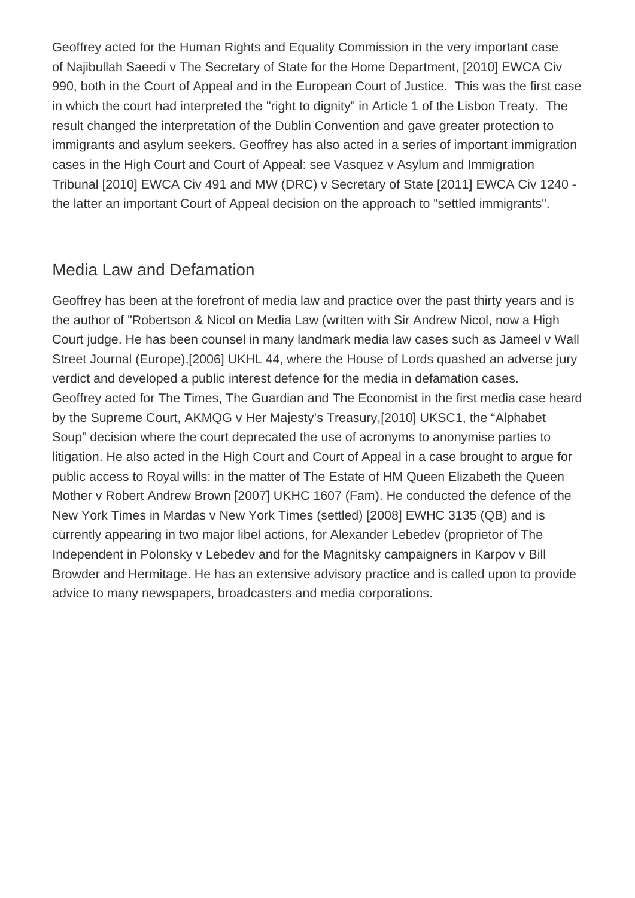Geoffrey acted for the Human Rights and Equality Commission in the very important case of Najibullah Saeedi v The Secretary of State for the Home Department, [2010] EWCA Civ 990, both in the Court of Appeal and in the European Court of Justice. This was the first case in which the court had interpreted the "right to dignity" in Article 1 of the Lisbon Treaty. The result changed the interpretation of the Dublin Convention and gave greater protection to immigrants and asylum seekers. Geoffrey has also acted in a series of important immigration cases in the High Court and Court of Appeal: see Vasquez v Asylum and Immigration Tribunal [2010] EWCA Civ 491 and MW (DRC) v Secretary of State [2011] EWCA Civ 1240 - the latter an important Court of Appeal decision on the approach to "settled immigrants".

## Media Law and Defamation

Geoffrey has been at the forefront of media law and practice over the past thirty years and is the author of "Robertson & Nicol on Media Law (written with Sir Andrew Nicol, now a High Court judge. He has been counsel in many landmark media law cases such as Jameel v Wall Street Journal (Europe),[2006] UKHL 44, where the House of Lords quashed an adverse jury verdict and developed a public interest defence for the media in defamation cases. Geoffrey acted for The Times, The Guardian and The Economist in the first media case heard by the Supreme Court, AKMQG v Her Majesty's Treasury,[2010] UKSC1, the "Alphabet Soup" decision where the court deprecated the use of acronyms to anonymise parties to litigation. He also acted in the High Court and Court of Appeal in a case brought to argue for public access to Royal wills: in the matter of The Estate of HM Queen Elizabeth the Queen Mother v Robert Andrew Brown [2007] UKHC 1607 (Fam). He conducted the defence of the New York Times in Mardas v New York Times (settled) [2008] EWHC 3135 (QB) and is currently appearing in two major libel actions, for Alexander Lebedev (proprietor of The Independent in Polonsky v Lebedev and for the Magnitsky campaigners in Karpov v Bill Browder and Hermitage. He has an extensive advisory practice and is called upon to provide advice to many newspapers, broadcasters and media corporations.